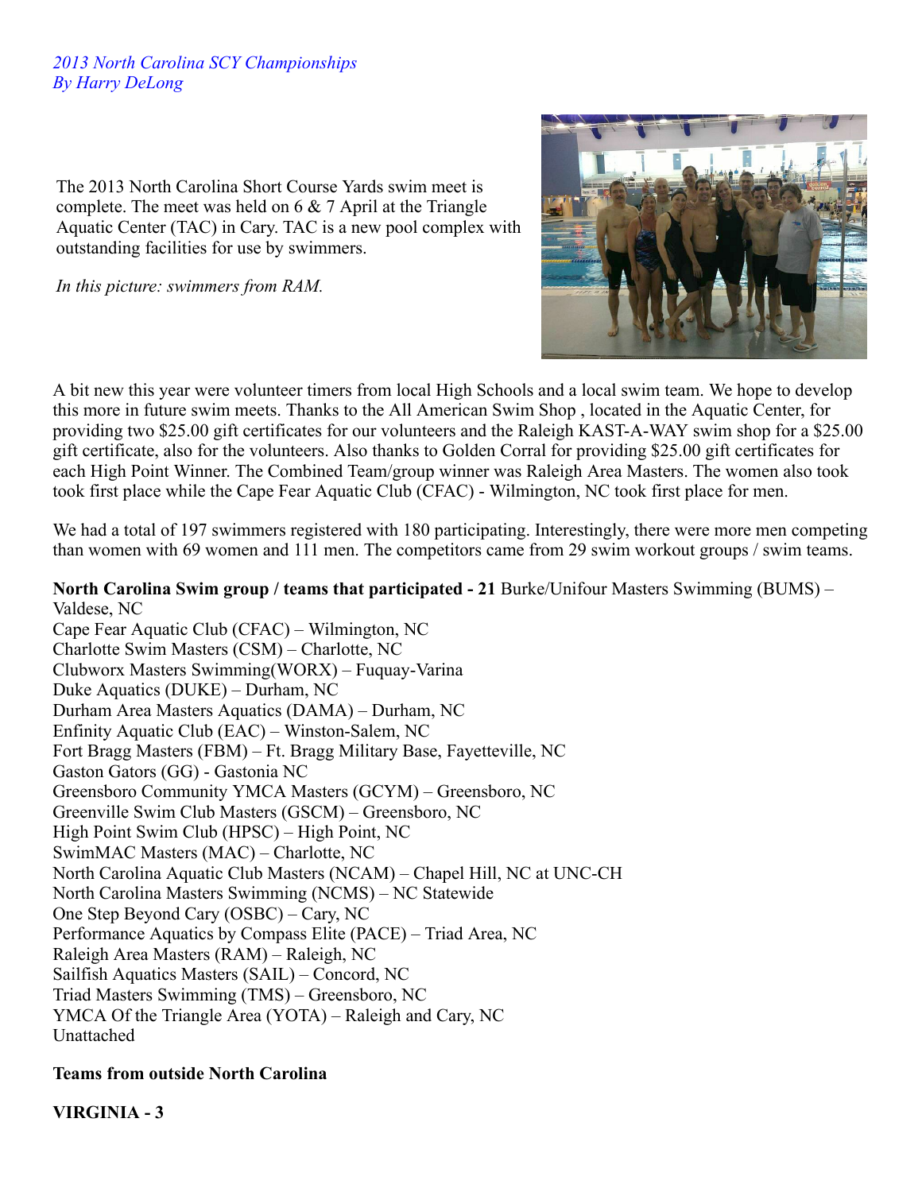*2013 North Carolina SCY Championships*
*By Harry DeLong*

The 2013 North Carolina Short Course Yards swim meet is complete. The meet was held on 6 & 7 April at the Triangle Aquatic Center (TAC) in Cary. TAC is a new pool complex with outstanding facilities for use by swimmers.

*In this picture: swimmers from RAM.*

A bit new this year were volunteer timers from local High Schools and a local swim team. We hope to develop this more in future swim meets. Thanks to the All American Swim Shop , located in the Aquatic Center, for providing two $25.00 gift certificates for our volunteers and the Raleigh KAST-A-WAY swim shop for a $25.00 gift certificate, also for the volunteers. Also thanks to Golden Corral for providing $25.00 gift certificates for each High Point Winner. The Combined Team/group winner was Raleigh Area Masters. The women also took took first place while the Cape Fear Aquatic Club (CFAC) - Wilmington, NC took first place for men.

We had a total of 197 swimmers registered with 180 participating. Interestingly, there were more men competing than women with 69 women and 111 men. The competitors came from 29 swim workout groups / swim teams.

**North Carolina Swim group / teams that participated - 21** Burke/Unifour Masters Swimming (BUMS) – Valdese, NC
Cape Fear Aquatic Club (CFAC) – Wilmington, NC
Charlotte Swim Masters (CSM) – Charlotte, NC
Clubworx Masters Swimming(WORX) – Fuquay-Varina
Duke Aquatics (DUKE) – Durham, NC
Durham Area Masters Aquatics (DAMA) – Durham, NC
Enfinity Aquatic Club (EAC) – Winston-Salem, NC
Fort Bragg Masters (FBM) – Ft. Bragg Military Base, Fayetteville, NC
Gaston Gators (GG) - Gastonia NC
Greensboro Community YMCA Masters (GCYM) – Greensboro, NC
Greenville Swim Club Masters (GSCM) – Greensboro, NC
High Point Swim Club (HPSC) – High Point, NC
SwimMAC Masters (MAC) – Charlotte, NC
North Carolina Aquatic Club Masters (NCAM) – Chapel Hill, NC at UNC-CH
North Carolina Masters Swimming (NCMS) – NC Statewide
One Step Beyond Cary (OSBC) – Cary, NC
Performance Aquatics by Compass Elite (PACE) – Triad Area, NC
Raleigh Area Masters (RAM) – Raleigh, NC
Sailfish Aquatics Masters (SAIL) – Concord, NC
Triad Masters Swimming (TMS) – Greensboro, NC
YMCA Of the Triangle Area (YOTA) – Raleigh and Cary, NC
Unattached

**Teams from outside North Carolina**

**VIRGINIA - 3**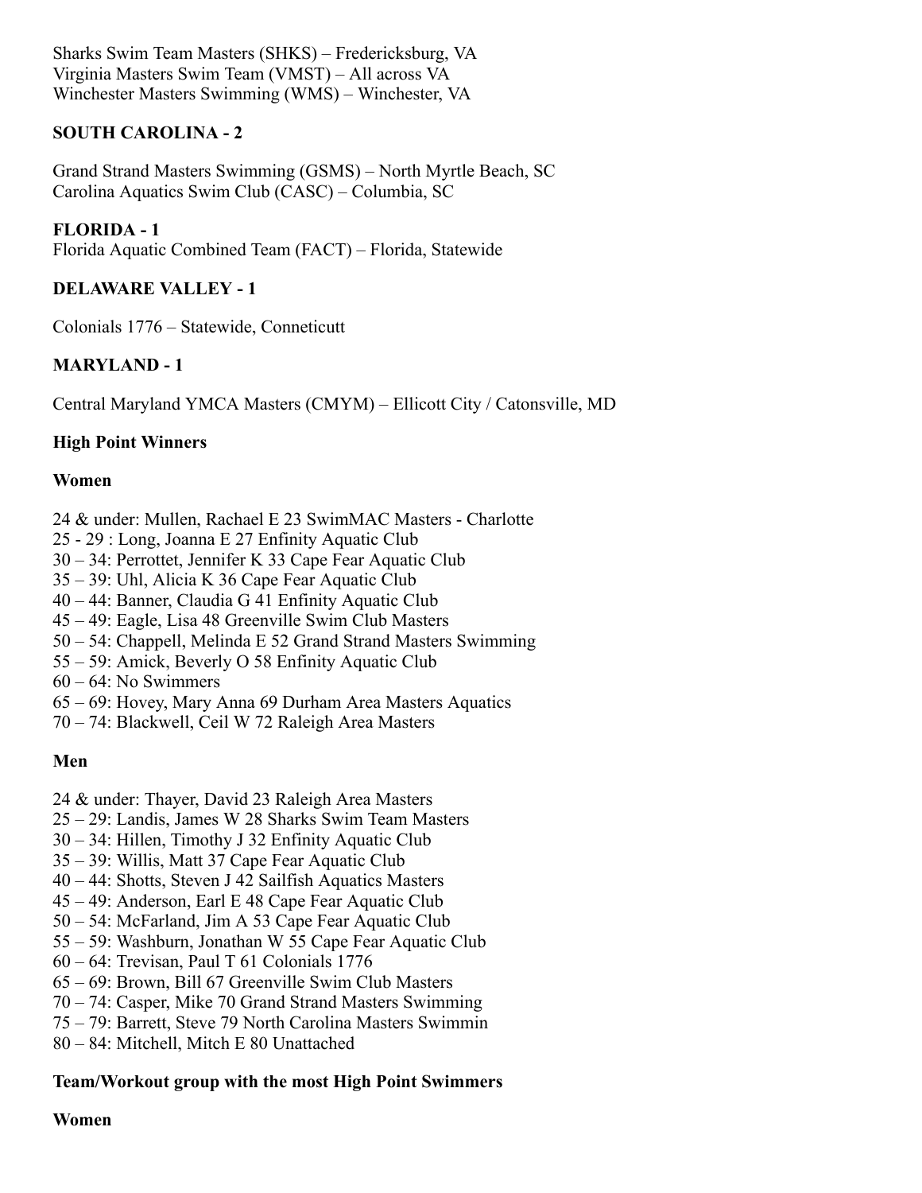Sharks Swim Team Masters (SHKS) – Fredericksburg, VA
Virginia Masters Swim Team (VMST) – All across VA
Winchester Masters Swimming (WMS) – Winchester, VA

**SOUTH CAROLINA - 2**

Grand Strand Masters Swimming (GSMS) – North Myrtle Beach, SC
Carolina Aquatics Swim Club (CASC) – Columbia, SC

**FLORIDA - 1**
Florida Aquatic Combined Team (FACT) – Florida, Statewide

**DELAWARE VALLEY - 1**

Colonials 1776 – Statewide, Conneticutt

**MARYLAND - 1**

Central Maryland YMCA Masters (CMYM) – Ellicott City / Catonsville, MD

**High Point Winners**

**Women**

24 & under: Mullen, Rachael E 23 SwimMAC Masters - Charlotte
25 - 29 : Long, Joanna E 27 Enfinity Aquatic Club
30 – 34: Perrottet, Jennifer K 33 Cape Fear Aquatic Club
35 – 39: Uhl, Alicia K 36 Cape Fear Aquatic Club
40 – 44: Banner, Claudia G 41 Enfinity Aquatic Club
45 – 49: Eagle, Lisa 48 Greenville Swim Club Masters
50 – 54: Chappell, Melinda E 52 Grand Strand Masters Swimming
55 – 59: Amick, Beverly O 58 Enfinity Aquatic Club
60 – 64: No Swimmers
65 – 69: Hovey, Mary Anna 69 Durham Area Masters Aquatics
70 – 74: Blackwell, Ceil W 72 Raleigh Area Masters

**Men**

24 & under: Thayer, David 23 Raleigh Area Masters
25 – 29: Landis, James W 28 Sharks Swim Team Masters
30 – 34: Hillen, Timothy J 32 Enfinity Aquatic Club
35 – 39: Willis, Matt 37 Cape Fear Aquatic Club
40 – 44: Shotts, Steven J 42 Sailfish Aquatics Masters
45 – 49: Anderson, Earl E 48 Cape Fear Aquatic Club
50 – 54: McFarland, Jim A 53 Cape Fear Aquatic Club
55 – 59: Washburn, Jonathan W 55 Cape Fear Aquatic Club
60 – 64: Trevisan, Paul T 61 Colonials 1776
65 – 69: Brown, Bill 67 Greenville Swim Club Masters
70 – 74: Casper, Mike 70 Grand Strand Masters Swimming
75 – 79: Barrett, Steve 79 North Carolina Masters Swimmin
80 – 84: Mitchell, Mitch E 80 Unattached

**Team/Workout group with the most High Point Swimmers**

**Women**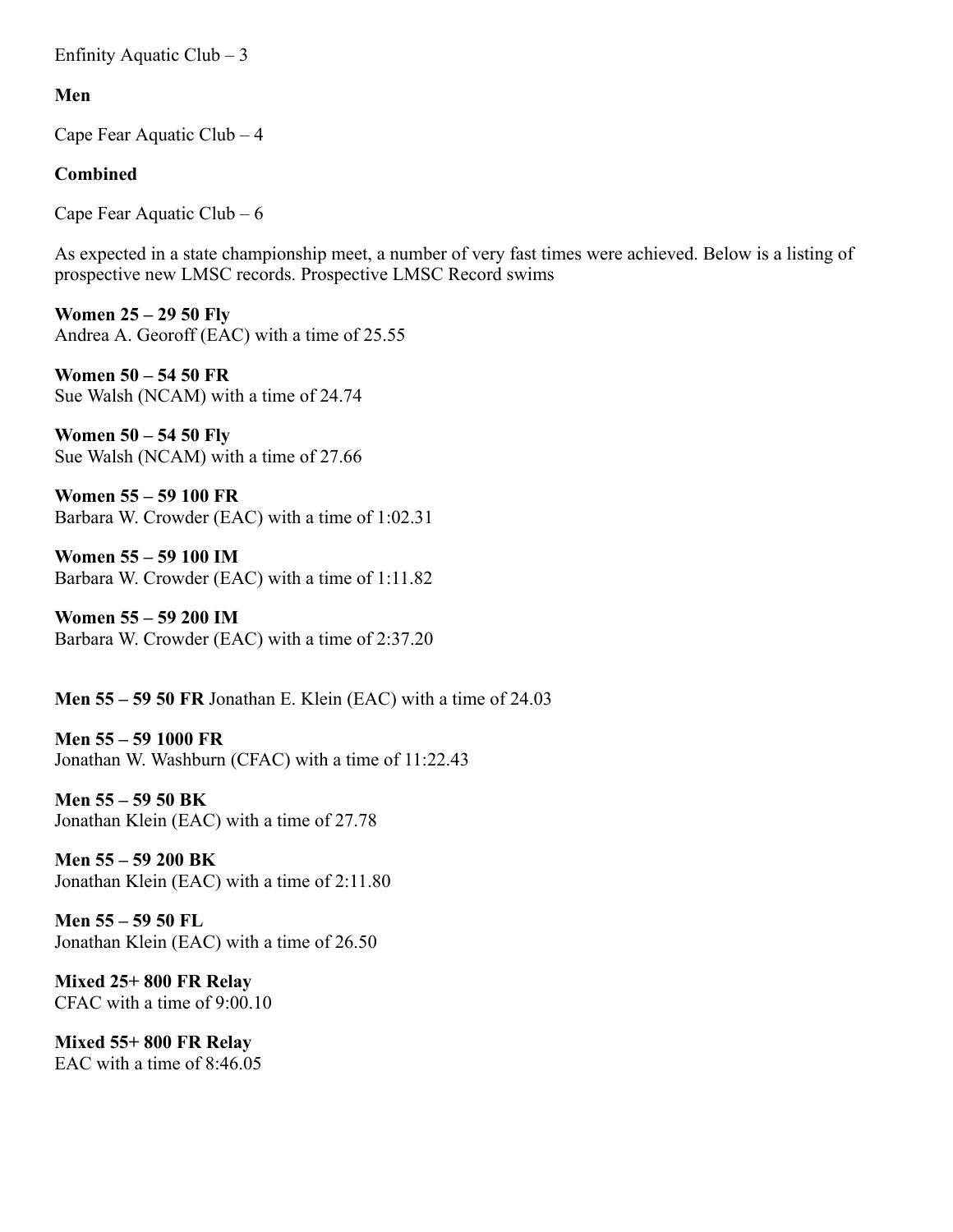Enfinity Aquatic Club – 3

**Men**

Cape Fear Aquatic Club – 4

**Combined**

Cape Fear Aquatic Club – 6

As expected in a state championship meet, a number of very fast times were achieved. Below is a listing of prospective new LMSC records. Prospective LMSC Record swims

**Women 25 – 29 50 Fly**
Andrea A. Georoff (EAC) with a time of 25.55

**Women 50 – 54 50 FR**
Sue Walsh (NCAM) with a time of 24.74

**Women 50 – 54 50 Fly**
Sue Walsh (NCAM) with a time of 27.66

**Women 55 – 59 100 FR**
Barbara W. Crowder (EAC) with a time of 1:02.31

**Women 55 – 59 100 IM**
Barbara W. Crowder (EAC) with a time of 1:11.82

**Women 55 – 59 200 IM**
Barbara W. Crowder (EAC) with a time of 2:37.20

**Men 55 – 59 50 FR** Jonathan E. Klein (EAC) with a time of 24.03

**Men 55 – 59 1000 FR**
Jonathan W. Washburn (CFAC) with a time of 11:22.43

**Men 55 – 59 50 BK**
Jonathan Klein (EAC) with a time of 27.78

**Men 55 – 59 200 BK**
Jonathan Klein (EAC) with a time of 2:11.80

**Men 55 – 59 50 FL**
Jonathan Klein (EAC) with a time of 26.50

**Mixed 25+ 800 FR Relay**
CFAC with a time of 9:00.10

**Mixed 55+ 800 FR Relay**
EAC with a time of 8:46.05